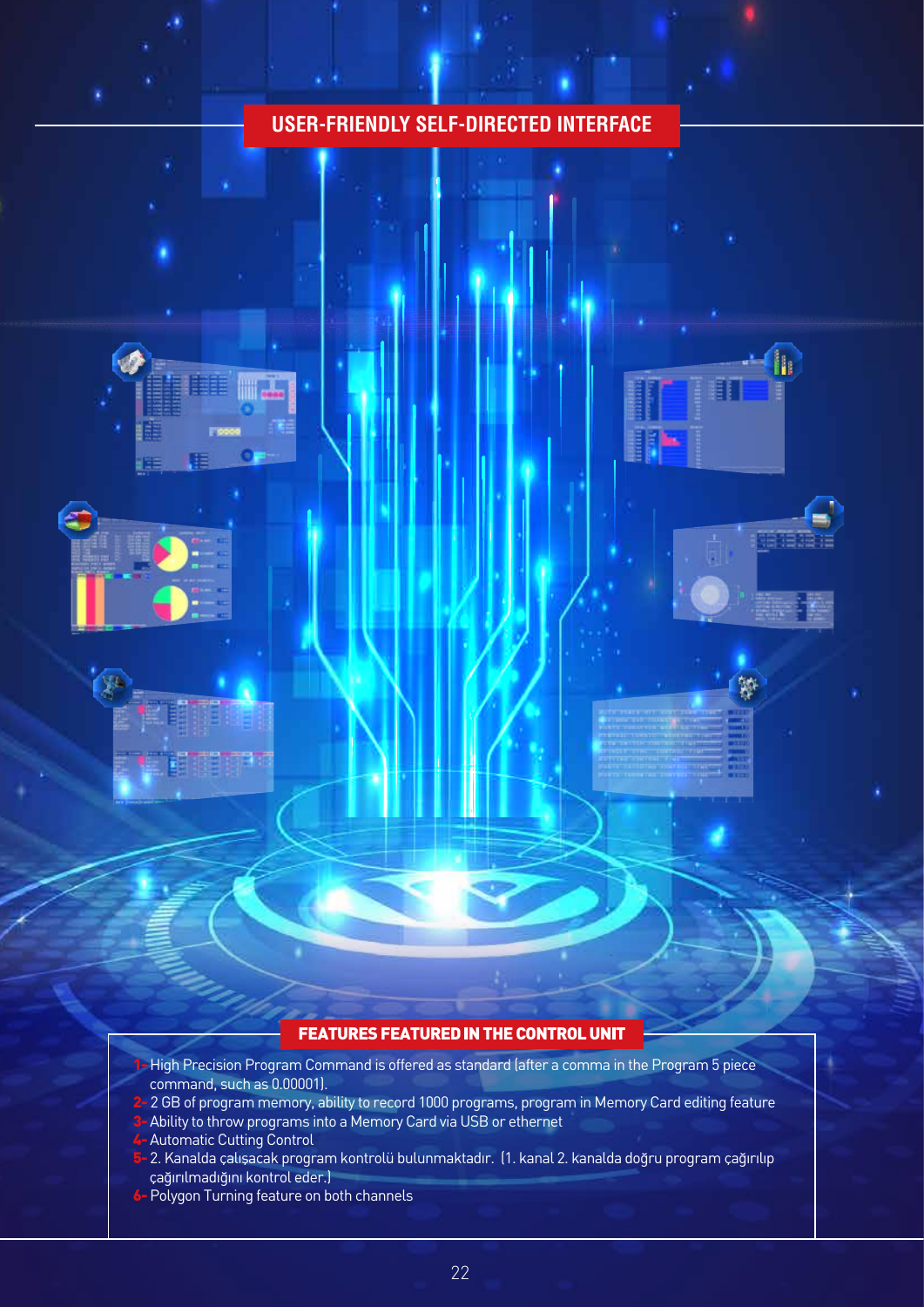# USER-FRIENDLY SELF-DIRECTED INTERFACE

## FEATURES FEATURED IN THE CONTROL UNIT

1- High Precision Program Command is offered as standard (after a comma in the Program 5 piece command, such as 0.00001).
2- 2 GB of program memory, ability to record 1000 programs, program in Memory Card editing feature
3- Ability to throw programs into a Memory Card via USB or ethernet
4- Automatic Cutting Control
5- 2. Kanalda çalışacak program kontrolü bulunmaktadır. (1. kanal 2. kanalda doğru program çağırılıp çağırılmadığını kontrol eder.)
6- Polygon Turning feature on both channels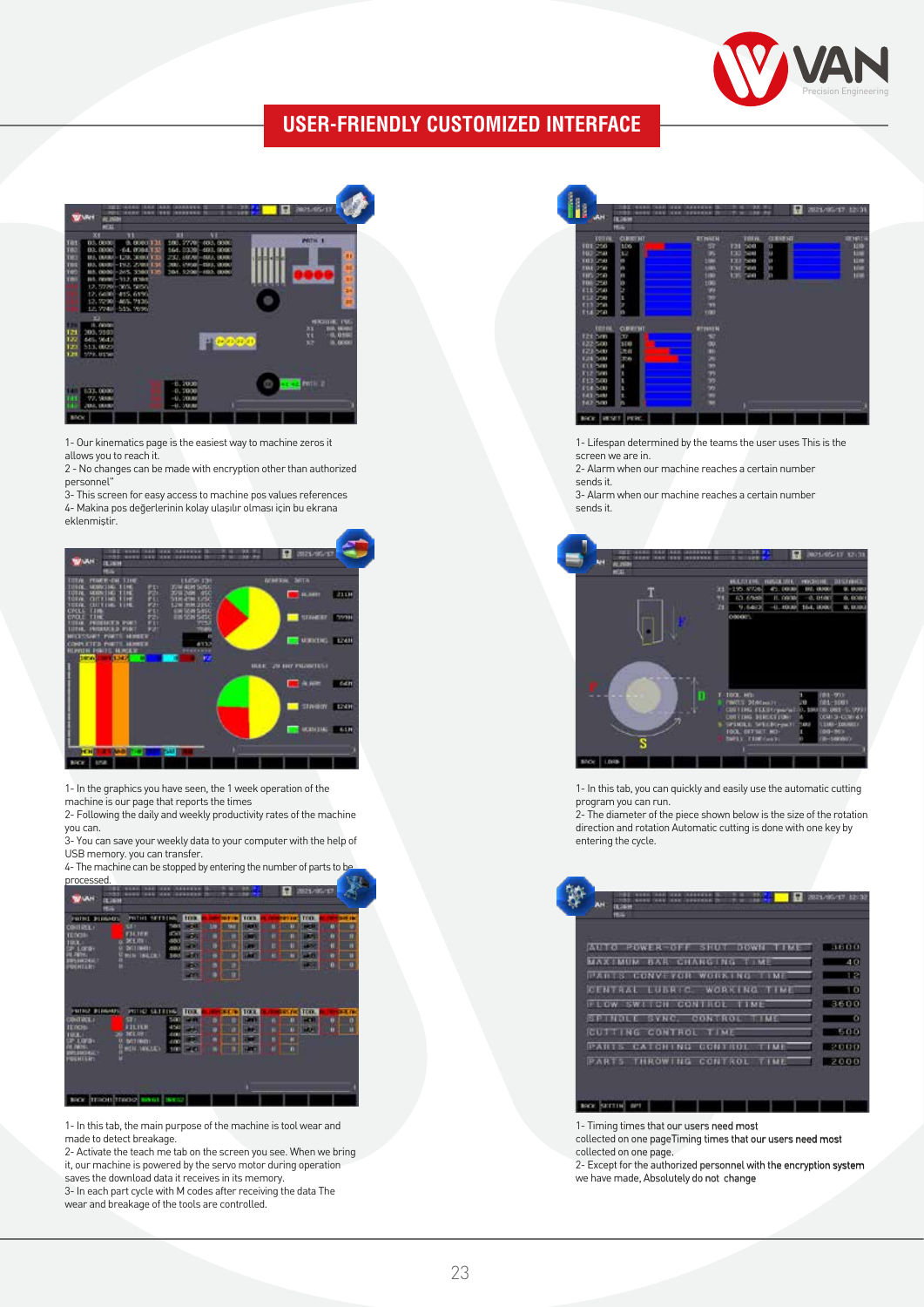# USER-FRIENDLY CUSTOMIZED INTERFACE

1- Our kinematics page is the easiest way to machine zeros it allows you to reach it.
2 - No changes can be made with encryption other than authorized personnel"
3- This screen for easy access to machine pos values references
4- Makina pos değerlerinin kolay ulaşılır olması için bu ekrana eklenmiştir.

1- In the graphics you have seen, the 1 week operation of the machine is our page that reports the times
2- Following the daily and weekly productivity rates of the machine you can.
3- You can save your weekly data to your computer with the help of USB memory. you can transfer.
4- The machine can be stopped by entering the number of parts to be processed.

1- In this tab, the main purpose of the machine is tool wear and made to detect breakage.
2- Activate the teach me tab on the screen you see. When we bring it, our machine is powered by the servo motor during operation saves the download data it receives in its memory.
3- In each part cycle with M codes after receiving the data The wear and breakage of the tools are controlled.

1- Lifespan determined by the teams the user uses This is the screen we are in.
2- Alarm when our machine reaches a certain number sends it.
3- Alarm when our machine reaches a certain number sends it.

1- In this tab, you can quickly and easily use the automatic cutting program you can run.
2- The diameter of the piece shown below is the size of the rotation direction and rotation Automatic cutting is done with one key by entering the cycle.

1- Timing times that our users need most collected on one pageTiming times that our users need most collected on one page.
2- Except for the authorized personnel with the encryption system we have made, Absolutely do not change